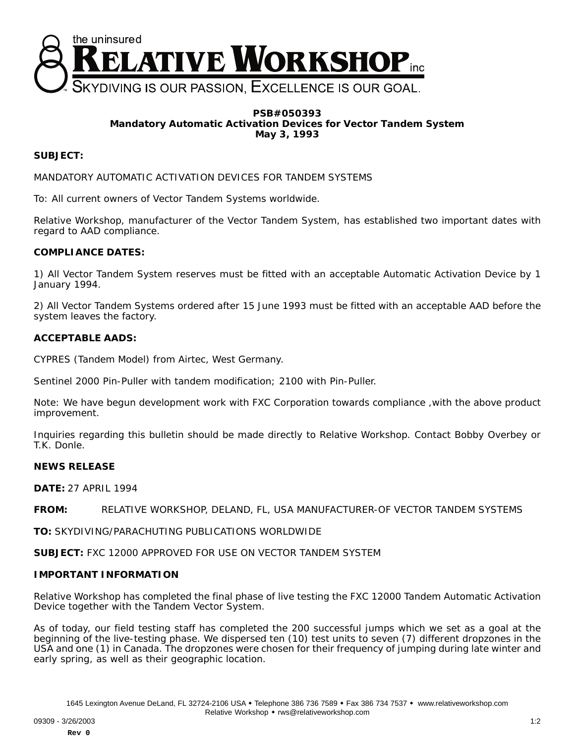the uninsured
**RELATIVE WORKSHOP** inc
SKYDIVING IS OUR PASSION, EXCELLENCE IS OUR GOAL.

**PSB#050393**
**Mandatory Automatic Activation Devices for Vector Tandem System**
**May 3, 1993**

**SUBJECT:**

MANDATORY AUTOMATIC ACTIVATION DEVICES FOR TANDEM SYSTEMS

To: All current owners of Vector Tandem Systems worldwide.

Relative Workshop, manufacturer of the Vector Tandem System, has established two important dates with regard to AAD compliance.

**COMPLIANCE DATES:**

1) All Vector Tandem System reserves must be fitted with an acceptable Automatic Activation Device by 1 January 1994.

2) All Vector Tandem Systems ordered after 15 June 1993 must be fitted with an acceptable AAD before the system leaves the factory.

**ACCEPTABLE AADS:**

CYPRES (Tandem Model) from Airtec, West Germany.

Sentinel 2000 Pin-Puller with tandem modification; 2100 with Pin-Puller.

Note: We have begun development work with FXC Corporation towards compliance ,with the above product improvement.

Inquiries regarding this bulletin should be made directly to Relative Workshop. Contact Bobby Overbey or T.K. Donle.

**NEWS RELEASE**

**DATE:** 27 APRIL 1994

**FROM:** RELATIVE WORKSHOP, DELAND, FL, USA MANUFACTURER-OF VECTOR TANDEM SYSTEMS

**TO:** SKYDIVING/PARACHUTING PUBLICATIONS WORLDWIDE

**SUBJECT:** FXC 12000 APPROVED FOR USE ON VECTOR TANDEM SYSTEM

**IMPORTANT INFORMATION**

Relative Workshop has completed the final phase of live testing the FXC 12000 Tandem Automatic Activation Device together with the Tandem Vector System.

As of today, our field testing staff has completed the 200 successful jumps which we set as a goal at the beginning of the live-testing phase. We dispersed ten (10) test units to seven (7) different dropzones in the USA and one (1) in Canada. The dropzones were chosen for their frequency of jumping during late winter and early spring, as well as their geographic location.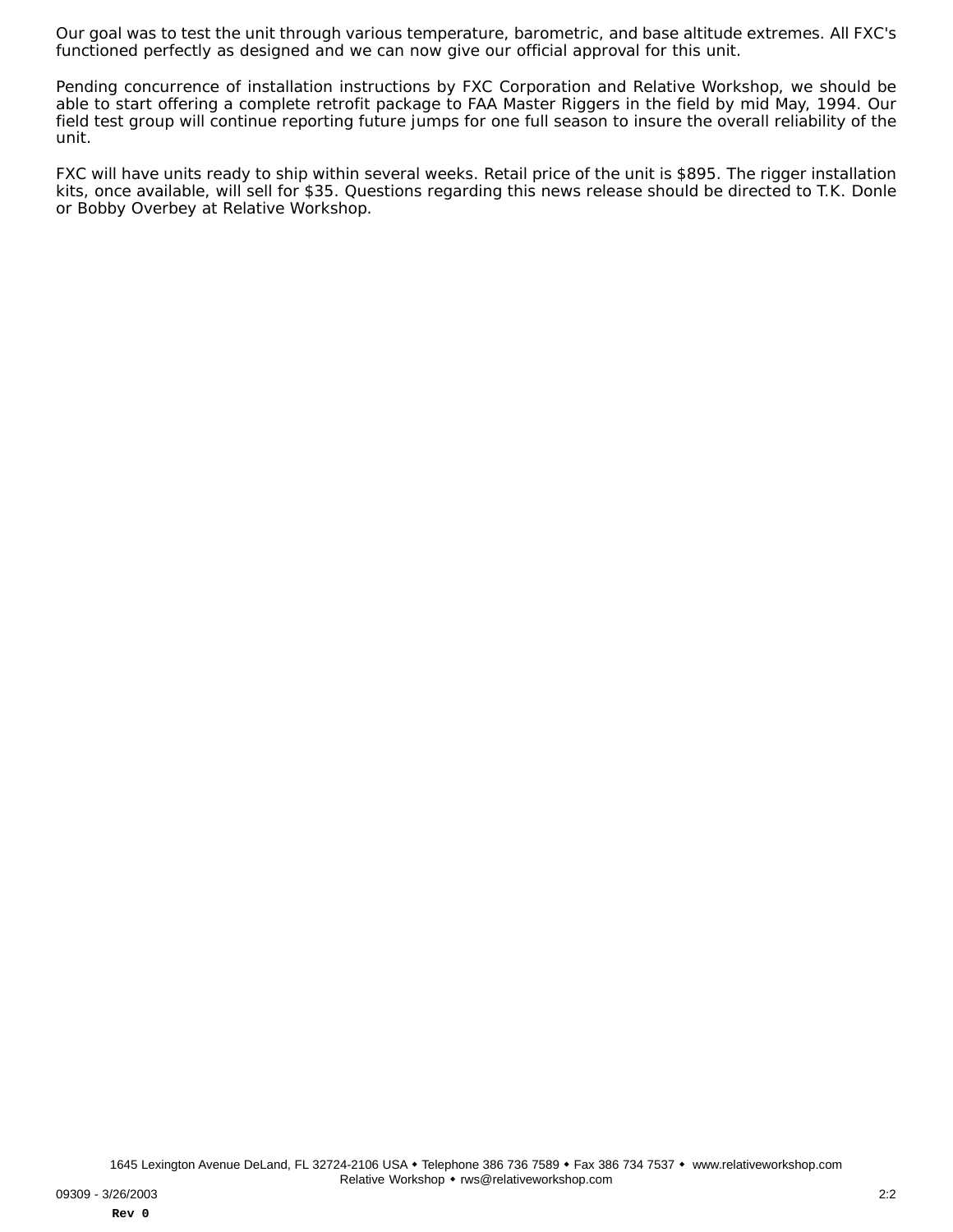Our goal was to test the unit through various temperature, barometric, and base altitude extremes. All FXC's functioned perfectly as designed and we can now give our official approval for this unit.

Pending concurrence of installation instructions by FXC Corporation and Relative Workshop, we should be able to start offering a complete retrofit package to FAA Master Riggers in the field by mid May, 1994. Our field test group will continue reporting future jumps for one full season to insure the overall reliability of the unit.

FXC will have units ready to ship within several weeks. Retail price of the unit is $895. The rigger installation kits, once available, will sell for $35. Questions regarding this news release should be directed to T.K. Donle or Bobby Overbey at Relative Workshop.